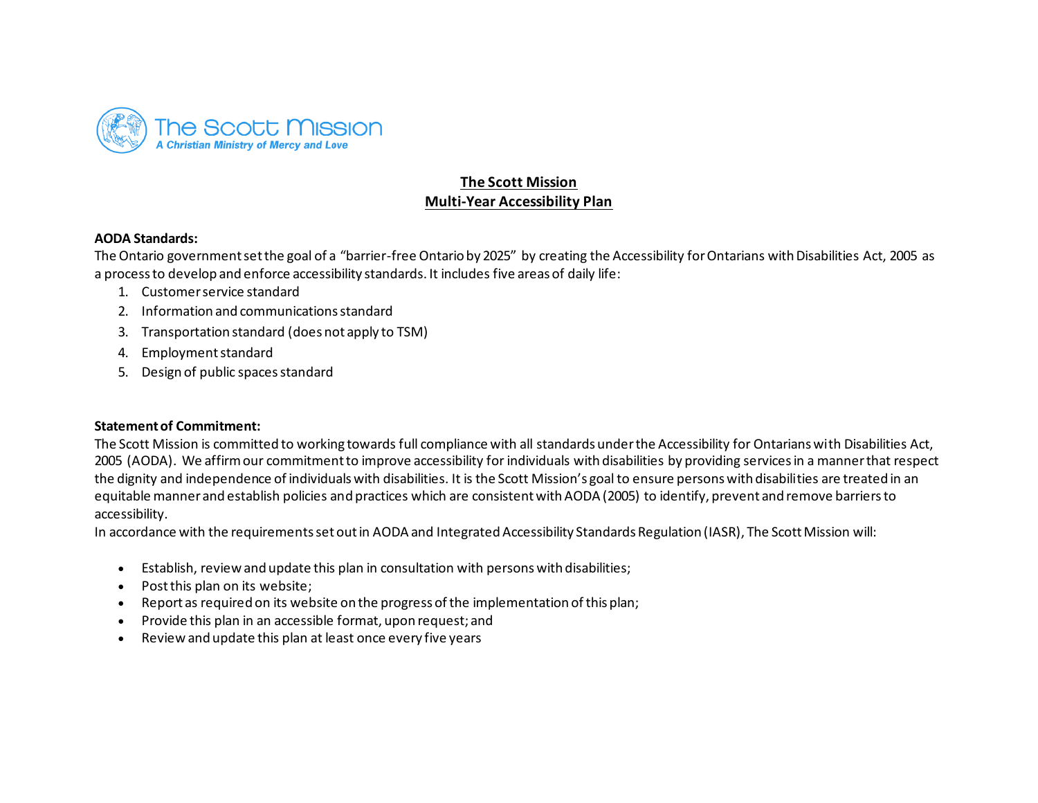The Scott Mission
A Christian Ministry of Mercy and Love

# The Scott Mission
# Multi-Year Accessibility Plan

**AODA Standards:**

The Ontario government set the goal of a "barrier-free Ontario by 2025" by creating the Accessibility for Ontarians with Disabilities Act, 2005 as a process to develop and enforce accessibility standards. It includes five areas of daily life:

1. Customer service standard
2. Information and communications standard
3. Transportation standard (does not apply to TSM)
4. Employment standard
5. Design of public spaces standard

**Statement of Commitment:**

The Scott Mission is committed to working towards full compliance with all standards under the Accessibility for Ontarians with Disabilities Act, 2005 (AODA). We affirm our commitment to improve accessibility for individuals with disabilities by providing services in a manner that respect the dignity and independence of individuals with disabilities. It is the Scott Mission's goal to ensure persons with disabilities are treated in an equitable manner and establish policies and practices which are consistent with AODA (2005) to identify, prevent and remove barriers to accessibility.

In accordance with the requirements set out in AODA and Integrated Accessibility Standards Regulation (IASR), The Scott Mission will:

- Establish, review and update this plan in consultation with persons with disabilities;
- Post this plan on its website;
- Report as required on its website on the progress of the implementation of this plan;
- Provide this plan in an accessible format, upon request; and
- Review and update this plan at least once every five years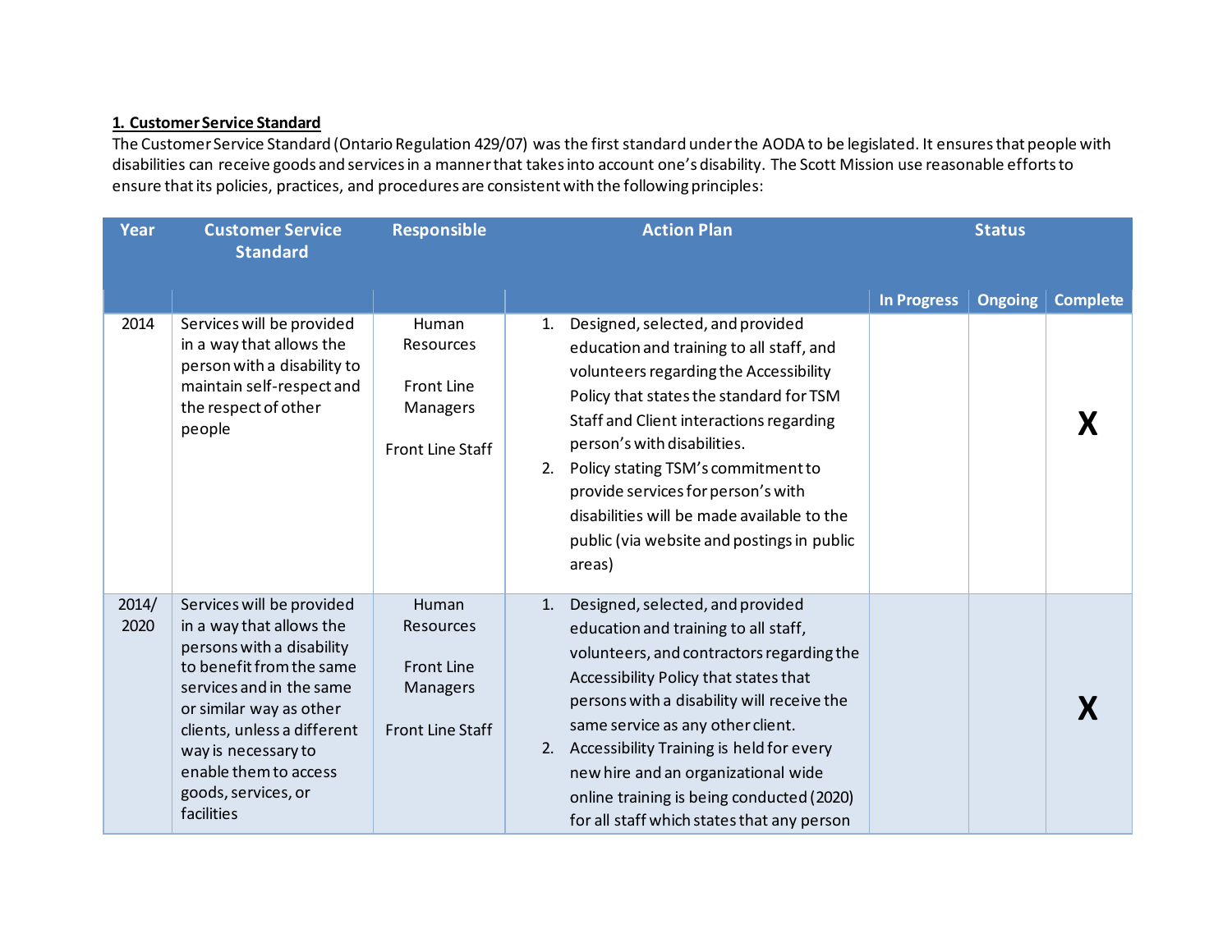## 1. Customer Service Standard

The Customer Service Standard (Ontario Regulation 429/07) was the first standard under the AODA to be legislated. It ensures that people with disabilities can receive goods and services in a manner that takes into account one's disability. The Scott Mission use reasonable efforts to ensure that its policies, practices, and procedures are consistent with the following principles:

| Year | Customer Service Standard | Responsible | Action Plan | Status | | |
|---|---|---|---|---|---|---|
| | | | | In Progress | Ongoing | Complete |
| 2014 | Services will be provided in a way that allows the person with a disability to maintain self-respect and the respect of other people | Human Resources<br><br>Front Line Managers<br><br>Front Line Staff | 1. Designed, selected, and provided education and training to all staff, and volunteers regarding the Accessibility Policy that states the standard for TSM Staff and Client interactions regarding person's with disabilities.<br>2. Policy stating TSM's commitment to provide services for person's with disabilities will be made available to the public (via website and postings in public areas) | | | X |
| 2014/ 2020 | Services will be provided in a way that allows the persons with a disability to benefit from the same services and in the same or similar way as other clients, unless a different way is necessary to enable them to access goods, services, or facilities | Human Resources<br><br>Front Line Managers<br><br>Front Line Staff | 1. Designed, selected, and provided education and training to all staff, volunteers, and contractors regarding the Accessibility Policy that states that persons with a disability will receive the same service as any other client.<br>2. Accessibility Training is held for every new hire and an organizational wide online training is being conducted (2020) for all staff which states that any person | | | X |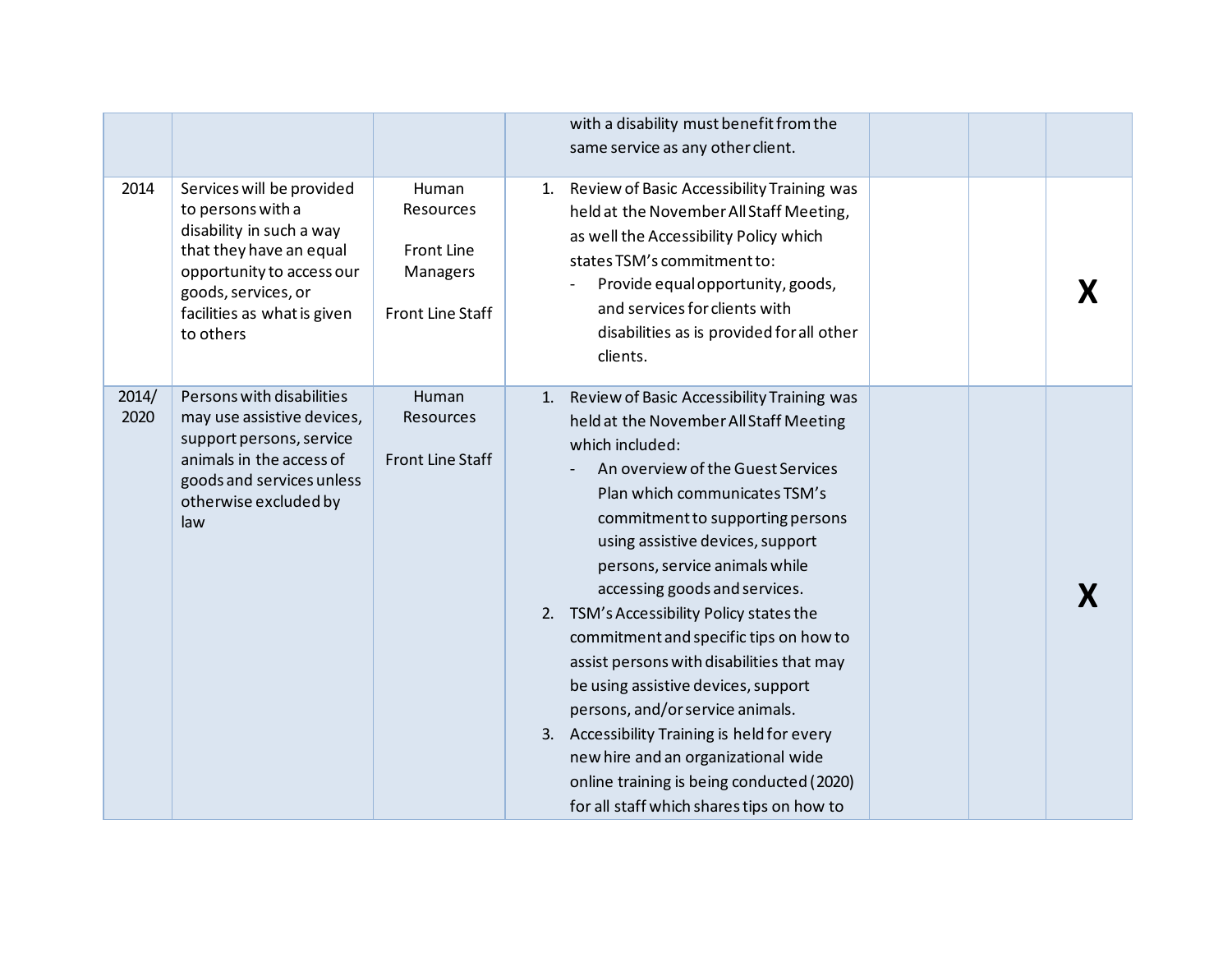| | | | | | | |
|---|---|---|---|---|---|---|
| | | | with a disability must benefit from the same service as any other client. | | | |
| 2014 | Services will be provided to persons with a disability in such a way that they have an equal opportunity to access our goods, services, or facilities as what is given to others | Human Resources<br><br>Front Line Managers<br><br>Front Line Staff | 1. Review of Basic Accessibility Training was held at the November All Staff Meeting, as well the Accessibility Policy which states TSM's commitment to:<br>- Provide equal opportunity, goods, and services for clients with disabilities as is provided for all other clients. | | | **X** |
| 2014/ 2020 | Persons with disabilities may use assistive devices, support persons, service animals in the access of goods and services unless otherwise excluded by law | Human Resources<br><br>Front Line Staff | 1. Review of Basic Accessibility Training was held at the November All Staff Meeting which included:<br>- An overview of the Guest Services Plan which communicates TSM's commitment to supporting persons using assistive devices, support persons, service animals while accessing goods and services.<br>2. TSM's Accessibility Policy states the commitment and specific tips on how to assist persons with disabilities that may be using assistive devices, support persons, and/or service animals.<br>3. Accessibility Training is held for every new hire and an organizational wide online training is being conducted (2020) for all staff which shares tips on how to | | | **X** |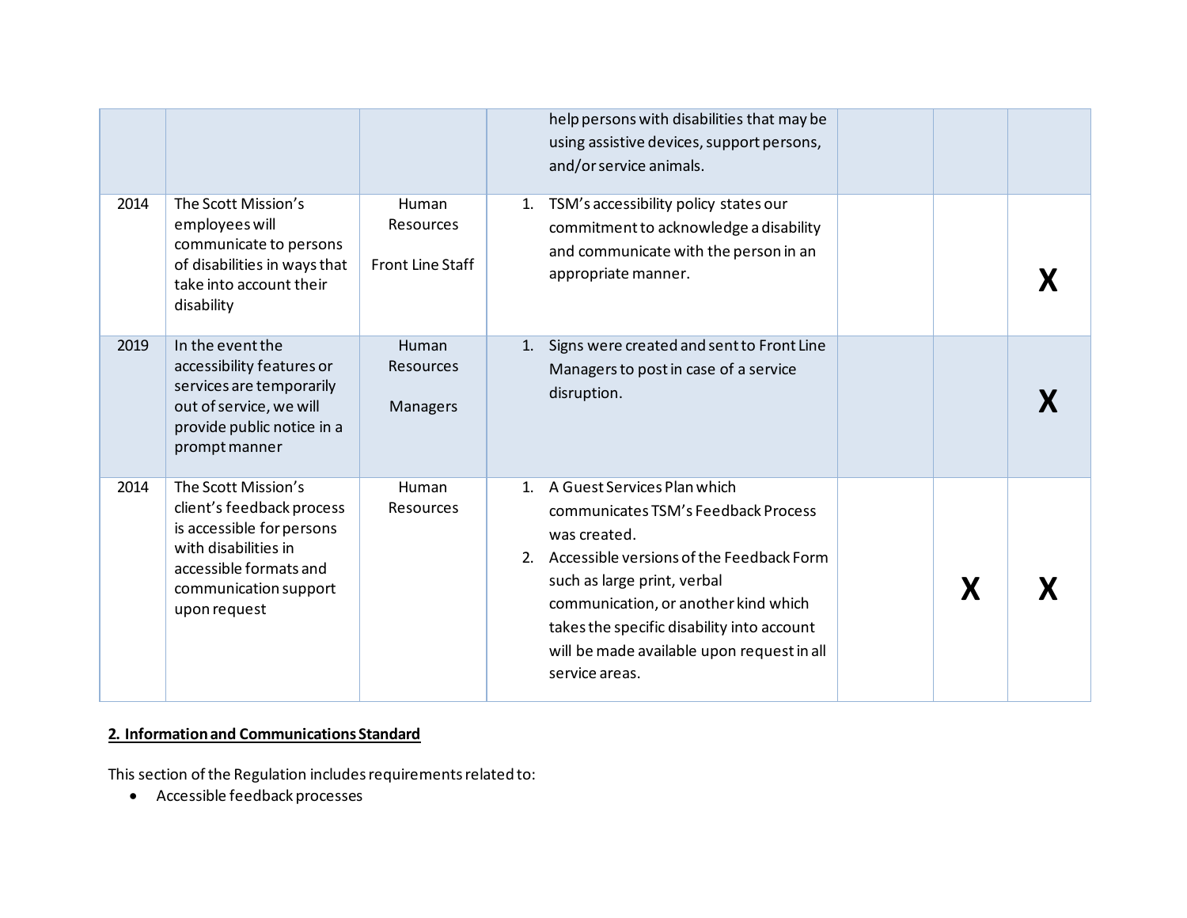| | | | | | | |
|---|---|---|---|---|---|---|
| | | | help persons with disabilities that may be using assistive devices, support persons, and/or service animals. | | | |
| 2014 | The Scott Mission's employees will communicate to persons of disabilities in ways that take into account their disability | Human Resources<br><br>Front Line Staff | 1. TSM's accessibility policy states our commitment to acknowledge a disability and communicate with the person in an appropriate manner. | | | **X** |
| 2019 | In the event the accessibility features or services are temporarily out of service, we will provide public notice in a prompt manner | Human Resources<br><br>Managers | 1. Signs were created and sent to Front Line Managers to post in case of a service disruption. | | | **X** |
| 2014 | The Scott Mission's client's feedback process is accessible for persons with disabilities in accessible formats and communication support upon request | Human Resources | 1. A Guest Services Plan which communicates TSM's Feedback Process was created.<br>2. Accessible versions of the Feedback Form such as large print, verbal communication, or another kind which takes the specific disability into account will be made available upon request in all service areas. | | **X** | **X** |

**2. Information and Communications Standard**

This section of the Regulation includes requirements related to:

- Accessible feedback processes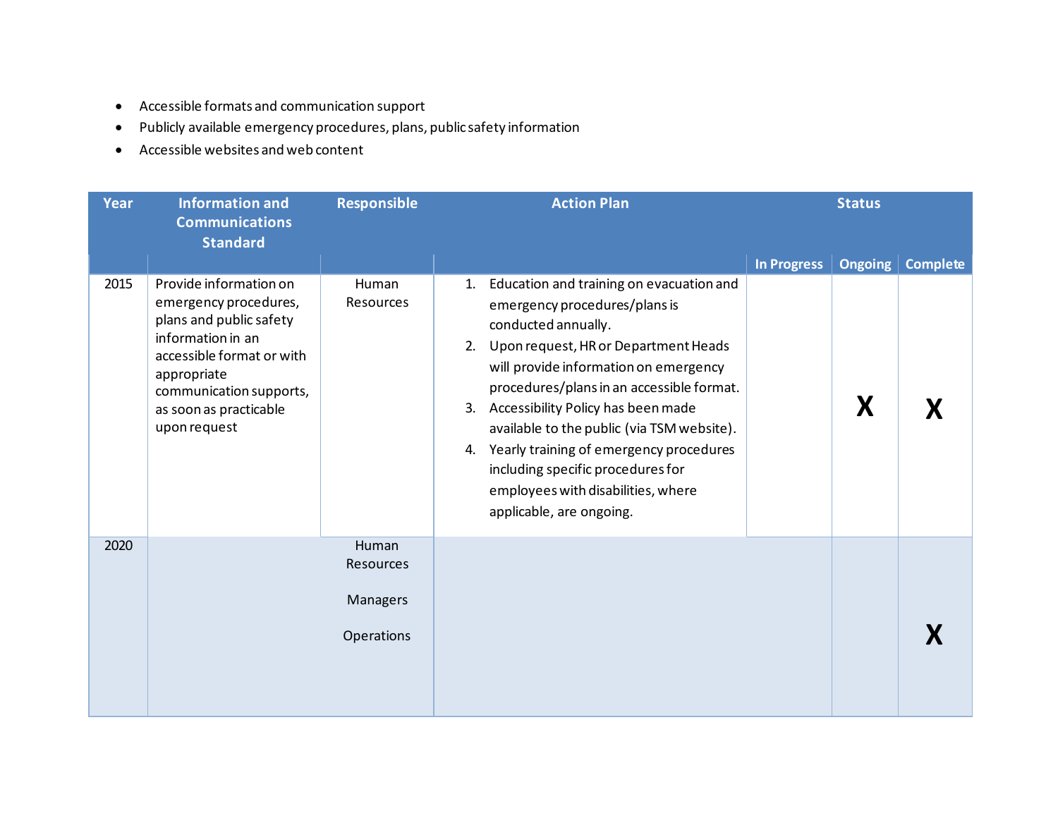- Accessible formats and communication support
- Publicly available emergency procedures, plans, public safety information
- Accessible websites and web content

| Year | Information and Communications Standard | Responsible | Action Plan | Status | | |
|---|---|---|---|---|---|---|
| | | | | In Progress | Ongoing | Complete |
| 2015 | Provide information on emergency procedures, plans and public safety information in an accessible format or with appropriate communication supports, as soon as practicable upon request | Human Resources | 1. Education and training on evacuation and emergency procedures/plans is conducted annually.<br>2. Upon request, HR or Department Heads will provide information on emergency procedures/plans in an accessible format.<br>3. Accessibility Policy has been made available to the public (via TSM website).<br>4. Yearly training of emergency procedures including specific procedures for employees with disabilities, where applicable, are ongoing. | | X | X |
| 2020 | | Human Resources<br><br>Managers<br><br>Operations | | | | X |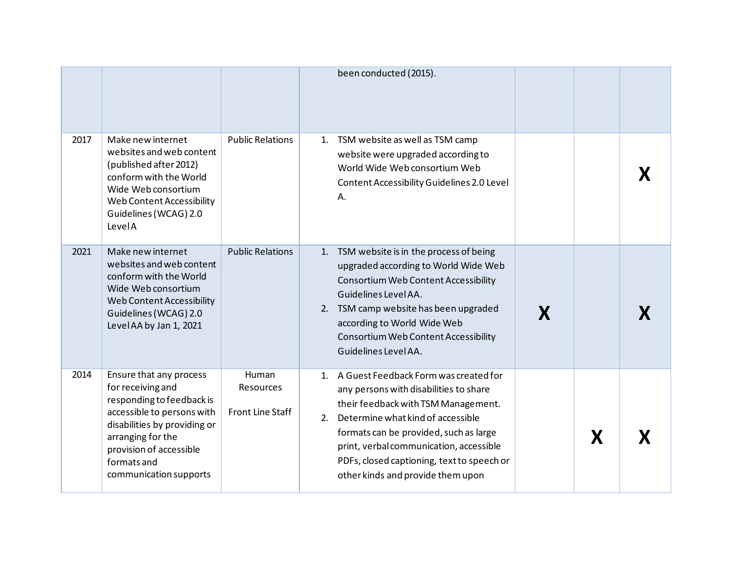| | | | | | | |
|---|---|---|---|---|---|---|
| | | | been conducted (2015). | | | |
| 2017 | Make new internet websites and web content (published after 2012) conform with the World Wide Web consortium Web Content Accessibility Guidelines (WCAG) 2.0 Level A | Public Relations | 1. TSM website as well as TSM camp website were upgraded according to World Wide Web consortium Web Content Accessibility Guidelines 2.0 Level A. | | | X |
| 2021 | Make new internet websites and web content conform with the World Wide Web consortium Web Content Accessibility Guidelines (WCAG) 2.0 Level AA by Jan 1, 2021 | Public Relations | 1. TSM website is in the process of being upgraded according to World Wide Web Consortium Web Content Accessibility Guidelines Level AA.<br>2. TSM camp website has been upgraded according to World Wide Web Consortium Web Content Accessibility Guidelines Level AA. | X | | X |
| 2014 | Ensure that any process for receiving and responding to feedback is accessible to persons with disabilities by providing or arranging for the provision of accessible formats and communication supports | Human Resources<br><br>Front Line Staff | 1. A Guest Feedback Form was created for any persons with disabilities to share their feedback with TSM Management.<br>2. Determine what kind of accessible formats can be provided, such as large print, verbal communication, accessible PDFs, closed captioning, text to speech or other kinds and provide them upon | | X | X |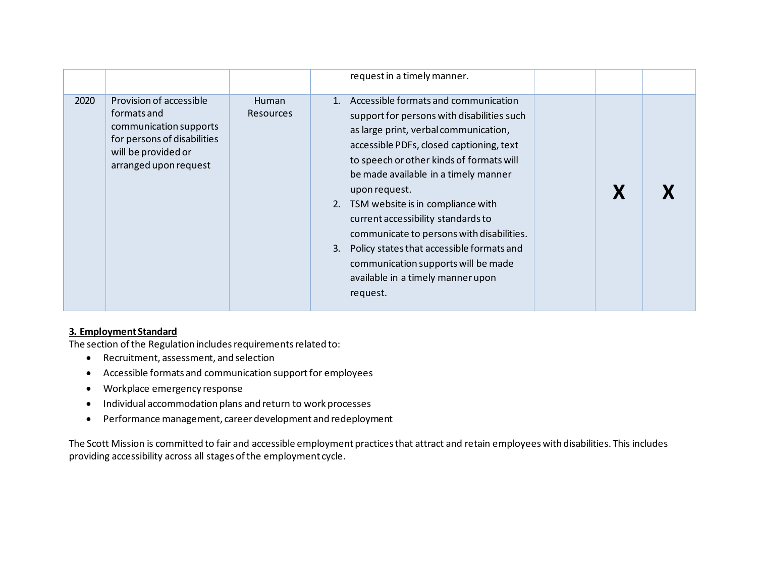| | | | | | | |
|---|---|---|---|---|---|---|
| | | | request in a timely manner. | | | |
| 2020 | Provision of accessible formats and communication supports for persons of disabilities will be provided or arranged upon request | Human Resources | 1. Accessible formats and communication support for persons with disabilities such as large print, verbal communication, accessible PDFs, closed captioning, text to speech or other kinds of formats will be made available in a timely manner upon request.<br>2. TSM website is in compliance with current accessibility standards to communicate to persons with disabilities.<br>3. Policy states that accessible formats and communication supports will be made available in a timely manner upon request. | | **X** | **X** |

**3. Employment Standard**

The section of the Regulation includes requirements related to:

- Recruitment, assessment, and selection
- Accessible formats and communication support for employees
- Workplace emergency response
- Individual accommodation plans and return to work processes
- Performance management, career development and redeployment

The Scott Mission is committed to fair and accessible employment practices that attract and retain employees with disabilities. This includes providing accessibility across all stages of the employment cycle.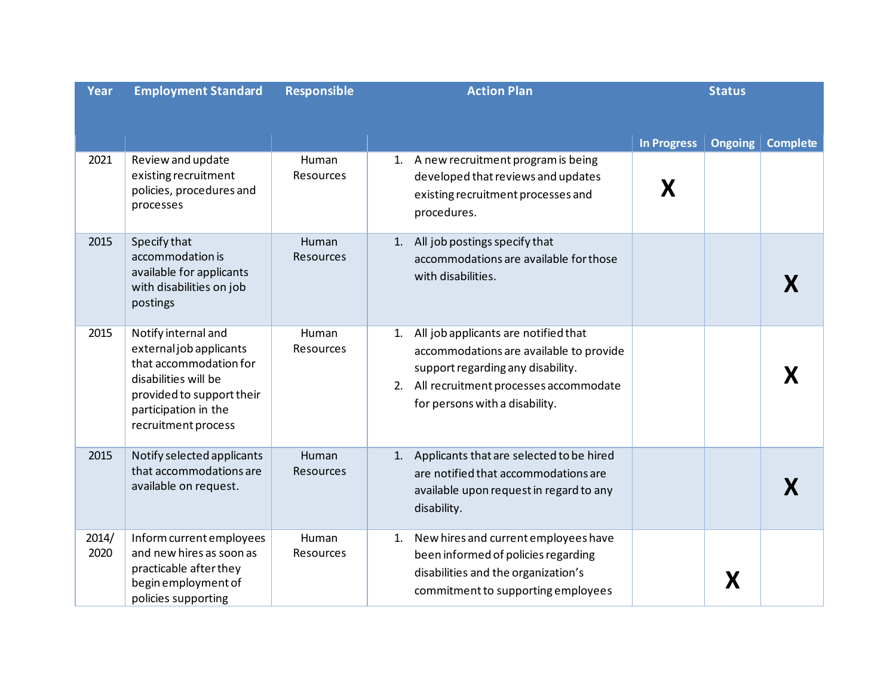| Year | Employment Standard | Responsible | Action Plan | Status | | |
|---|---|---|---|---|---|---|
| | | | | In Progress | Ongoing | Complete |
| 2021 | Review and update existing recruitment policies, procedures and processes | Human Resources | 1. A new recruitment program is being developed that reviews and updates existing recruitment processes and procedures. | X | | |
| 2015 | Specify that accommodation is available for applicants with disabilities on job postings | Human Resources | 1. All job postings specify that accommodations are available for those with disabilities. | | | X |
| 2015 | Notify internal and external job applicants that accommodation for disabilities will be provided to support their participation in the recruitment process | Human Resources | 1. All job applicants are notified that accommodations are available to provide support regarding any disability.<br>2. All recruitment processes accommodate for persons with a disability. | | | X |
| 2015 | Notify selected applicants that accommodations are available on request. | Human Resources | 1. Applicants that are selected to be hired are notified that accommodations are available upon request in regard to any disability. | | | X |
| 2014/ 2020 | Inform current employees and new hires as soon as practicable after they begin employment of policies supporting | Human Resources | 1. New hires and current employees have been informed of policies regarding disabilities and the organization's commitment to supporting employees | | X | |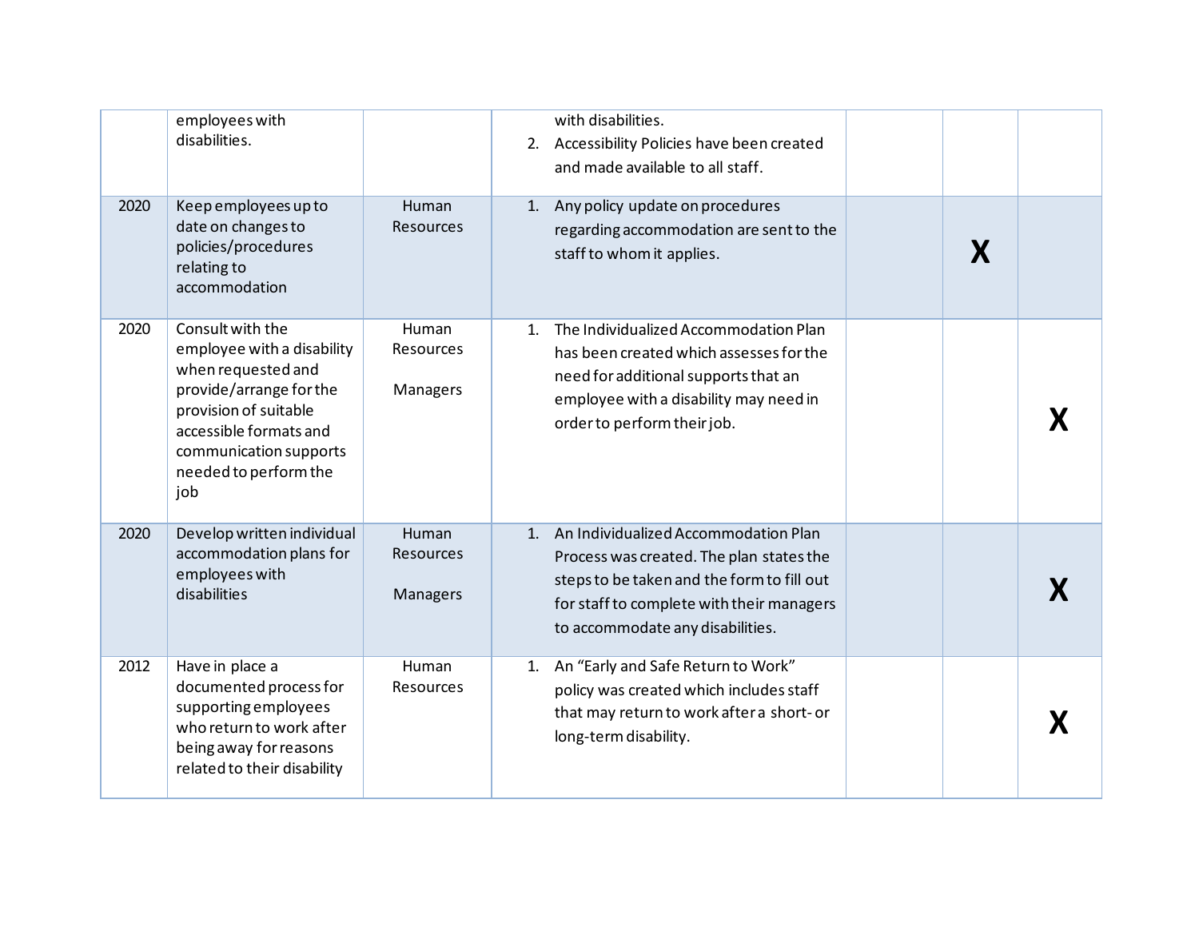| | | | | | | |
|---|---|---|---|---|---|---|
| | employees with disabilities. | | with disabilities.<br>2. Accessibility Policies have been created and made available to all staff. | | | |
| 2020 | Keep employees up to date on changes to policies/procedures relating to accommodation | Human Resources | 1. Any policy update on procedures regarding accommodation are sent to the staff to whom it applies. | | **X** | |
| 2020 | Consult with the employee with a disability when requested and provide/arrange for the provision of suitable accessible formats and communication supports needed to perform the job | Human Resources<br><br>Managers | 1. The Individualized Accommodation Plan has been created which assesses for the need for additional supports that an employee with a disability may need in order to perform their job. | | | **X** |
| 2020 | Develop written individual accommodation plans for employees with disabilities | Human Resources<br><br>Managers | 1. An Individualized Accommodation Plan Process was created. The plan states the steps to be taken and the form to fill out for staff to complete with their managers to accommodate any disabilities. | | | **X** |
| 2012 | Have in place a documented process for supporting employees who return to work after being away for reasons related to their disability | Human Resources | 1. An "Early and Safe Return to Work" policy was created which includes staff that may return to work after a short- or long-term disability. | | | **X** |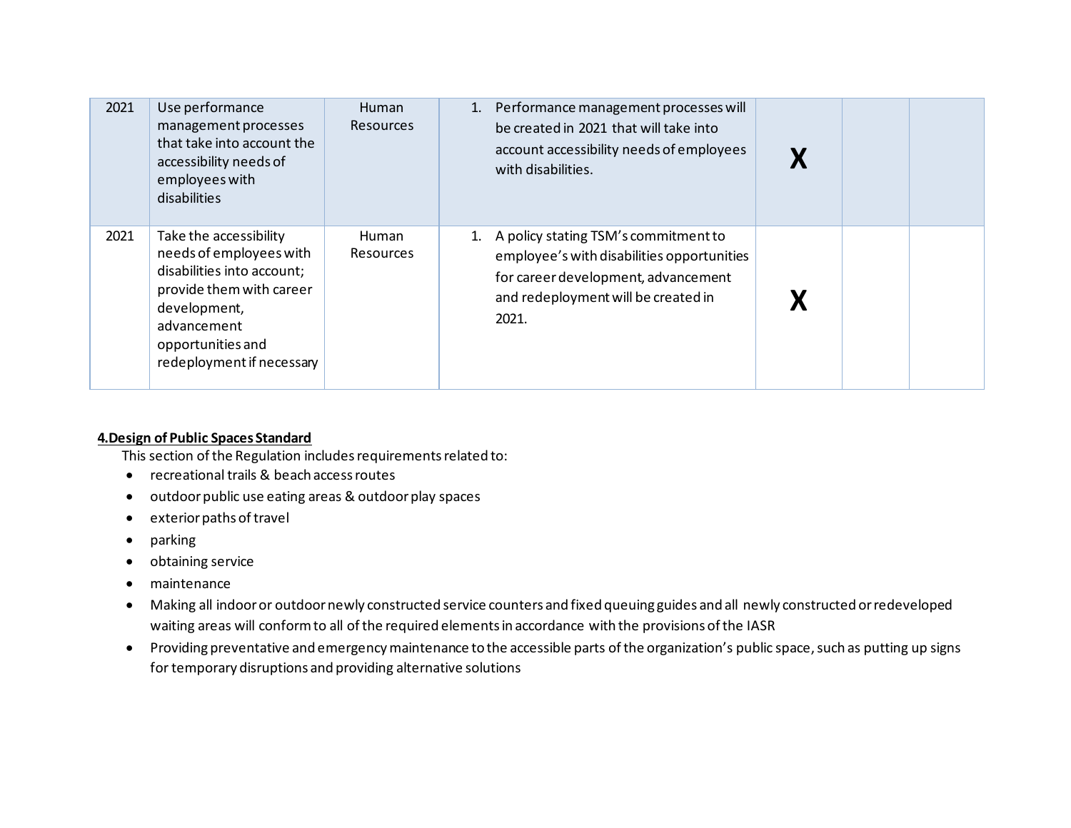| 2021 | Use performance management processes that take into account the accessibility needs of employees with disabilities | Human Resources | 1. Performance management processes will be created in 2021 that will take into account accessibility needs of employees with disabilities. | **X** | | |
|---|---|---|---|---|---|---|
| 2021 | Take the accessibility needs of employees with disabilities into account; provide them with career development, advancement opportunities and redeployment if necessary | Human Resources | 1. A policy stating TSM's commitment to employee's with disabilities opportunities for career development, advancement and redeployment will be created in 2021. | **X** | | |

**4.Design of Public Spaces Standard**

This section of the Regulation includes requirements related to:

- recreational trails & beach access routes
- outdoor public use eating areas & outdoor play spaces
- exterior paths of travel
- parking
- obtaining service
- maintenance
- Making all indoor or outdoor newly constructed service counters and fixed queuing guides and all newly constructed or redeveloped waiting areas will conform to all of the required elements in accordance with the provisions of the IASR
- Providing preventative and emergency maintenance to the accessible parts of the organization's public space, such as putting up signs for temporary disruptions and providing alternative solutions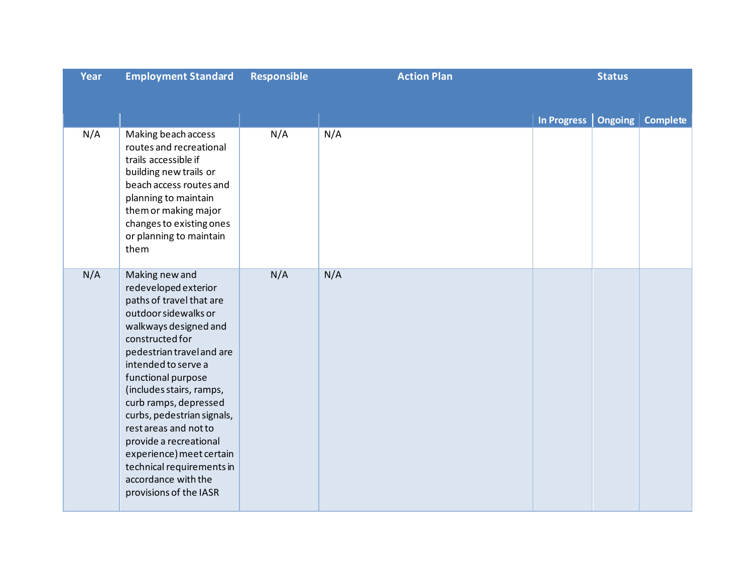| Year | Employment Standard | Responsible | Action Plan | Status | | |
|---|---|---|---|---|---|---|
| | | | | In Progress | Ongoing | Complete |
| N/A | Making beach access routes and recreational trails accessible if building new trails or beach access routes and planning to maintain them or making major changes to existing ones or planning to maintain them | N/A | N/A | | | |
| N/A | Making new and redeveloped exterior paths of travel that are outdoor sidewalks or walkways designed and constructed for pedestrian travel and are intended to serve a functional purpose (includes stairs, ramps, curb ramps, depressed curbs, pedestrian signals, rest areas and not to provide a recreational experience) meet certain technical requirements in accordance with the provisions of the IASR | N/A | N/A | | | |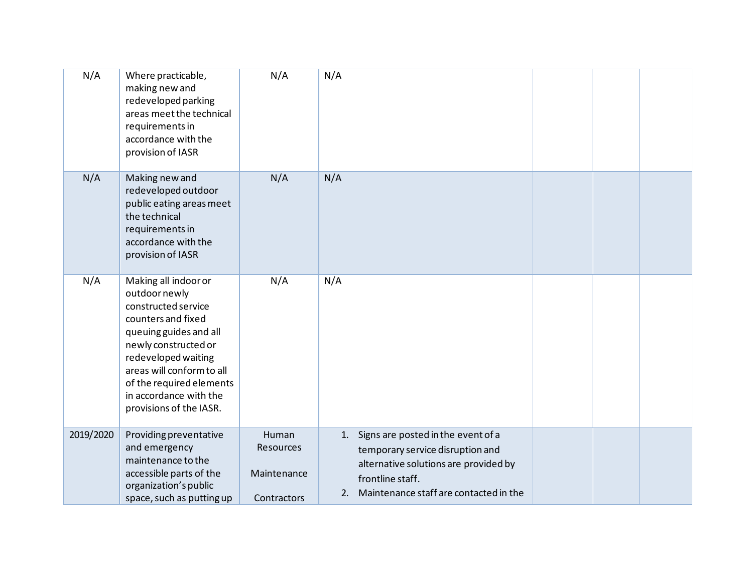| | | | | | | |
|---|---|---|---|---|---|---|
| N/A | Where practicable, making new and redeveloped parking areas meet the technical requirements in accordance with the provision of IASR | N/A | N/A | | | |
| N/A | Making new and redeveloped outdoor public eating areas meet the technical requirements in accordance with the provision of IASR | N/A | N/A | | | |
| N/A | Making all indoor or outdoor newly constructed service counters and fixed queuing guides and all newly constructed or redeveloped waiting areas will conform to all of the required elements in accordance with the provisions of the IASR. | N/A | N/A | | | |
| 2019/2020 | Providing preventative and emergency maintenance to the accessible parts of the organization's public space, such as putting up | Human Resources<br><br>Maintenance<br><br>Contractors | 1. Signs are posted in the event of a temporary service disruption and alternative solutions are provided by frontline staff.<br>2. Maintenance staff are contacted in the | | | |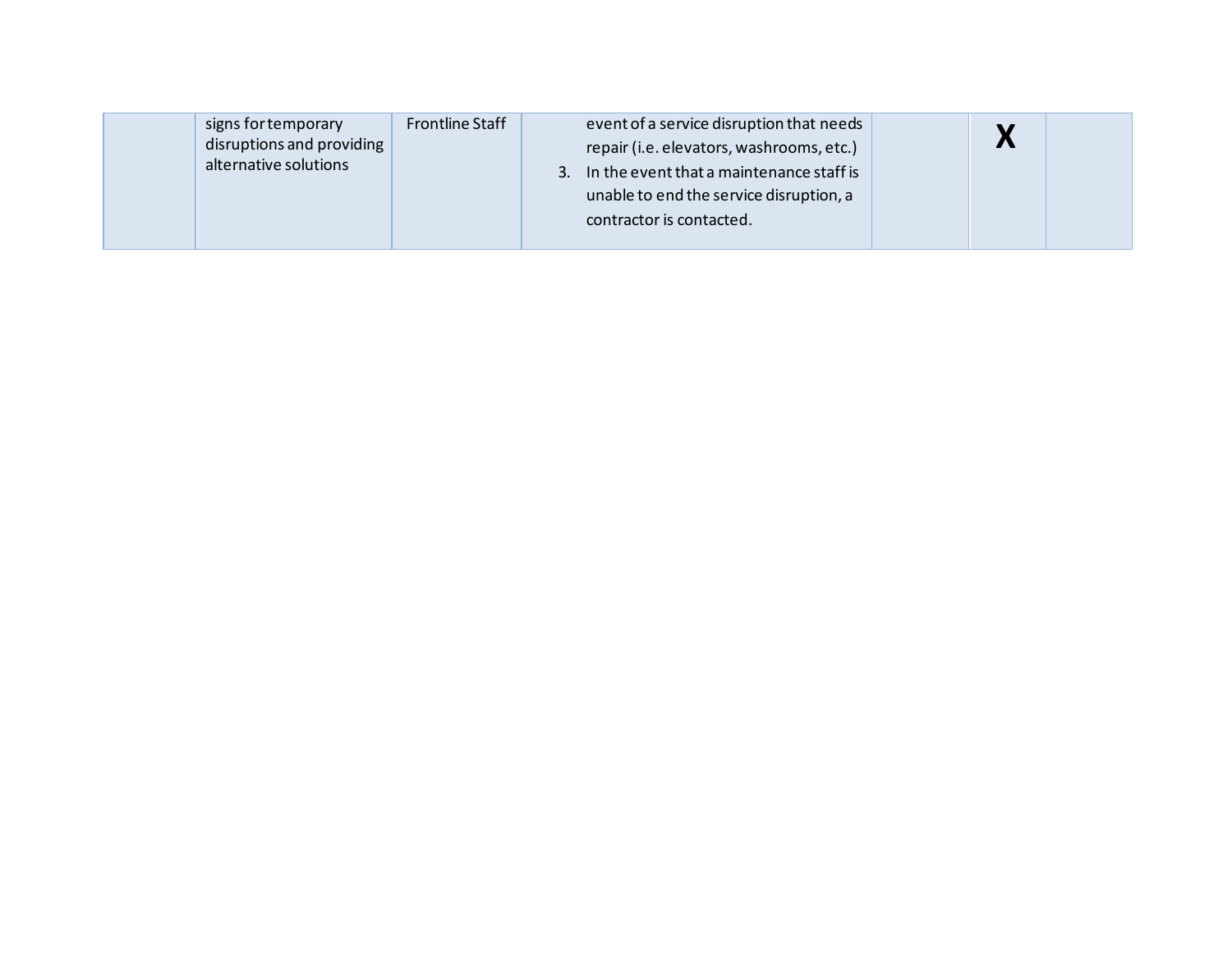| | | | | | | |
|---|---|---|---|---|---|---|
| | signs for temporary disruptions and providing alternative solutions | Frontline Staff | event of a service disruption that needs repair (i.e. elevators, washrooms, etc.)<br>3. In the event that a maintenance staff is unable to end the service disruption, a contractor is contacted. | | **X** | |